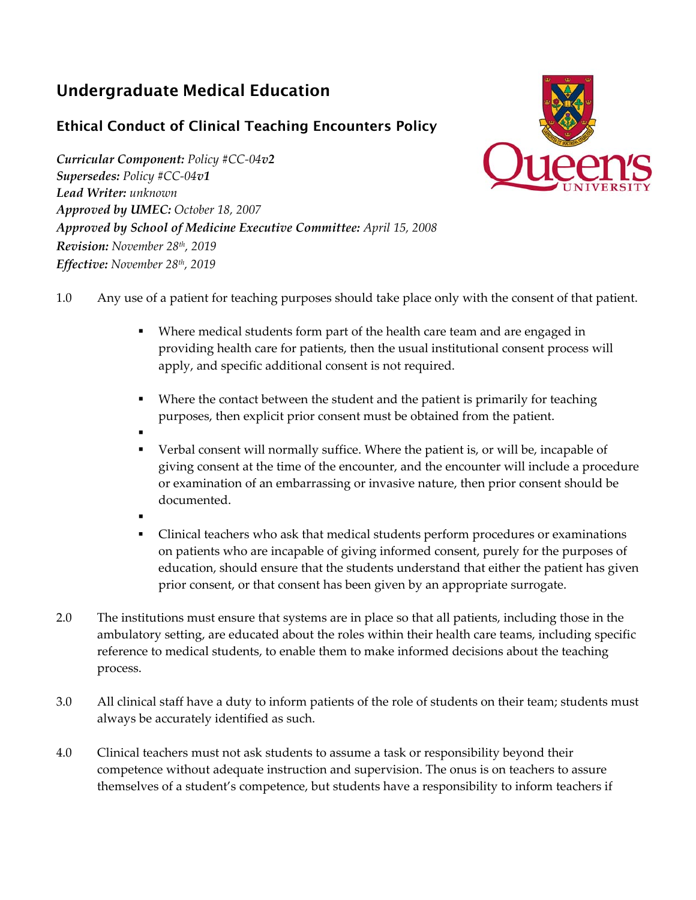# Undergraduate Medical Education

## Ethical Conduct of Clinical Teaching Encounters Policy

***Curricular Component:*** *Policy #CC-04**v2***
***Supersedes:*** *Policy #CC-04**v1***
***Lead Writer:*** *unknown*
***Approved by UMEC:*** *October 18, 2007*
***Approved by School of Medicine Executive Committee:*** *April 15, 2008*
***Revision:*** *November 28th, 2019*
***Effective:*** *November 28th, 2019*

1.0 Any use of a patient for teaching purposes should take place only with the consent of that patient.

- Where medical students form part of the health care team and are engaged in providing health care for patients, then the usual institutional consent process will apply, and specific additional consent is not required.
- Where the contact between the student and the patient is primarily for teaching purposes, then explicit prior consent must be obtained from the patient.
- Verbal consent will normally suffice. Where the patient is, or will be, incapable of giving consent at the time of the encounter, and the encounter will include a procedure or examination of an embarrassing or invasive nature, then prior consent should be documented.
- Clinical teachers who ask that medical students perform procedures or examinations on patients who are incapable of giving informed consent, purely for the purposes of education, should ensure that the students understand that either the patient has given prior consent, or that consent has been given by an appropriate surrogate.

2.0 The institutions must ensure that systems are in place so that all patients, including those in the ambulatory setting, are educated about the roles within their health care teams, including specific reference to medical students, to enable them to make informed decisions about the teaching process.

3.0 All clinical staff have a duty to inform patients of the role of students on their team; students must always be accurately identified as such.

4.0 Clinical teachers must not ask students to assume a task or responsibility beyond their competence without adequate instruction and supervision. The onus is on teachers to assure themselves of a student's competence, but students have a responsibility to inform teachers if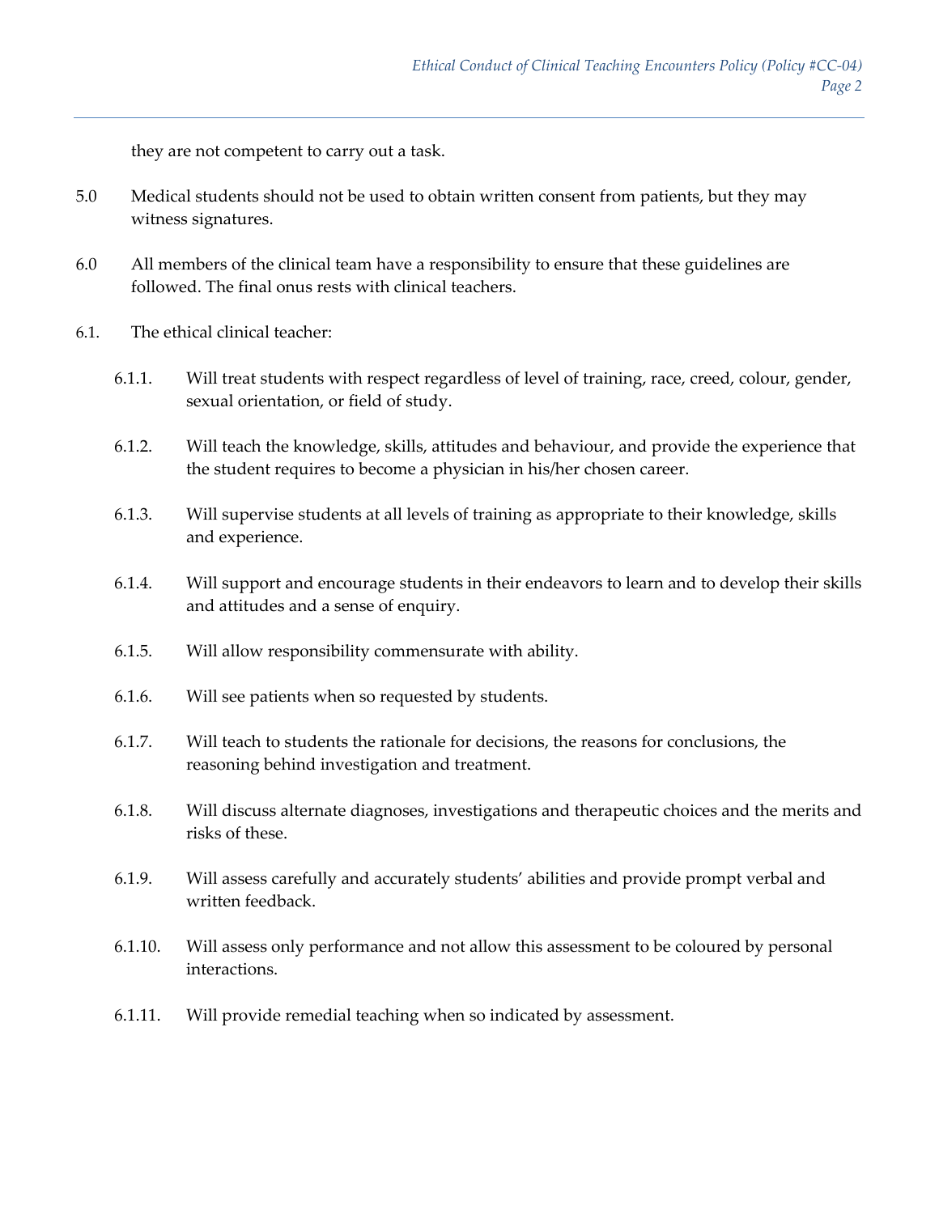they are not competent to carry out a task.

5.0 Medical students should not be used to obtain written consent from patients, but they may witness signatures.

6.0 All members of the clinical team have a responsibility to ensure that these guidelines are followed. The final onus rests with clinical teachers.

6.1. The ethical clinical teacher:

- 6.1.1. Will treat students with respect regardless of level of training, race, creed, colour, gender, sexual orientation, or field of study.
- 6.1.2. Will teach the knowledge, skills, attitudes and behaviour, and provide the experience that the student requires to become a physician in his/her chosen career.
- 6.1.3. Will supervise students at all levels of training as appropriate to their knowledge, skills and experience.
- 6.1.4. Will support and encourage students in their endeavors to learn and to develop their skills and attitudes and a sense of enquiry.
- 6.1.5. Will allow responsibility commensurate with ability.
- 6.1.6. Will see patients when so requested by students.
- 6.1.7. Will teach to students the rationale for decisions, the reasons for conclusions, the reasoning behind investigation and treatment.
- 6.1.8. Will discuss alternate diagnoses, investigations and therapeutic choices and the merits and risks of these.
- 6.1.9. Will assess carefully and accurately students' abilities and provide prompt verbal and written feedback.
- 6.1.10. Will assess only performance and not allow this assessment to be coloured by personal interactions.
- 6.1.11. Will provide remedial teaching when so indicated by assessment.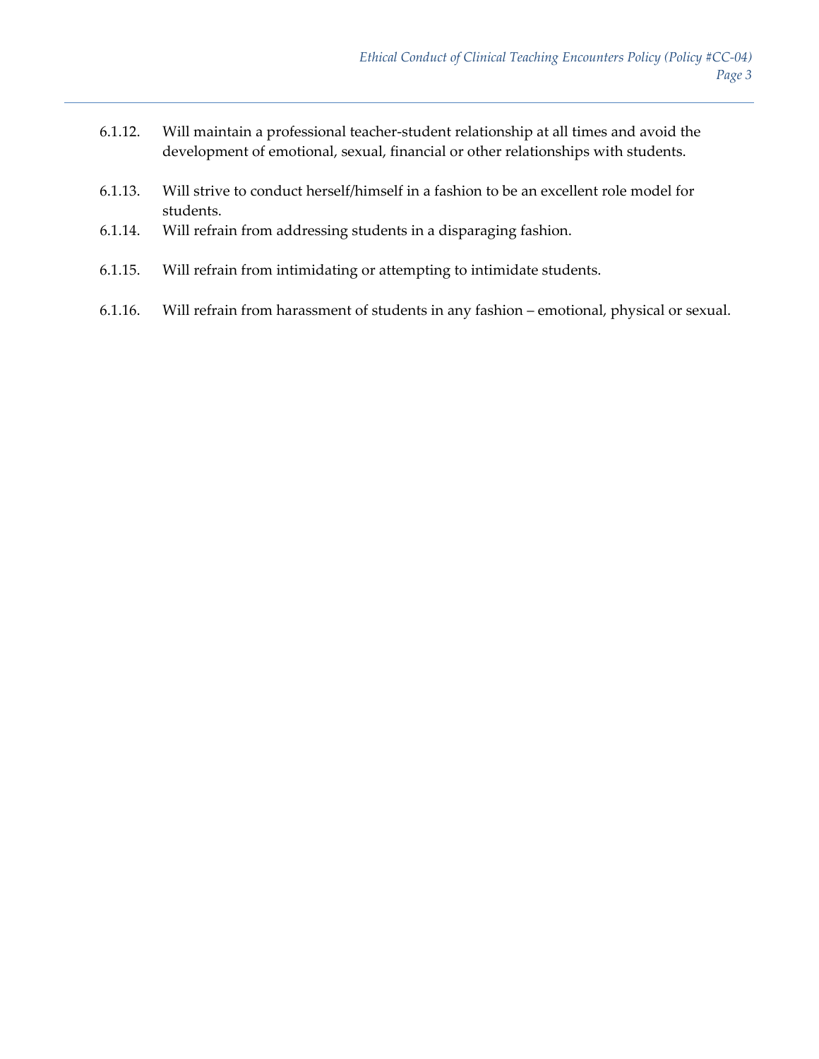6.1.12. Will maintain a professional teacher-student relationship at all times and avoid the development of emotional, sexual, financial or other relationships with students.

6.1.13. Will strive to conduct herself/himself in a fashion to be an excellent role model for students.

6.1.14. Will refrain from addressing students in a disparaging fashion.

6.1.15. Will refrain from intimidating or attempting to intimidate students.

6.1.16. Will refrain from harassment of students in any fashion – emotional, physical or sexual.